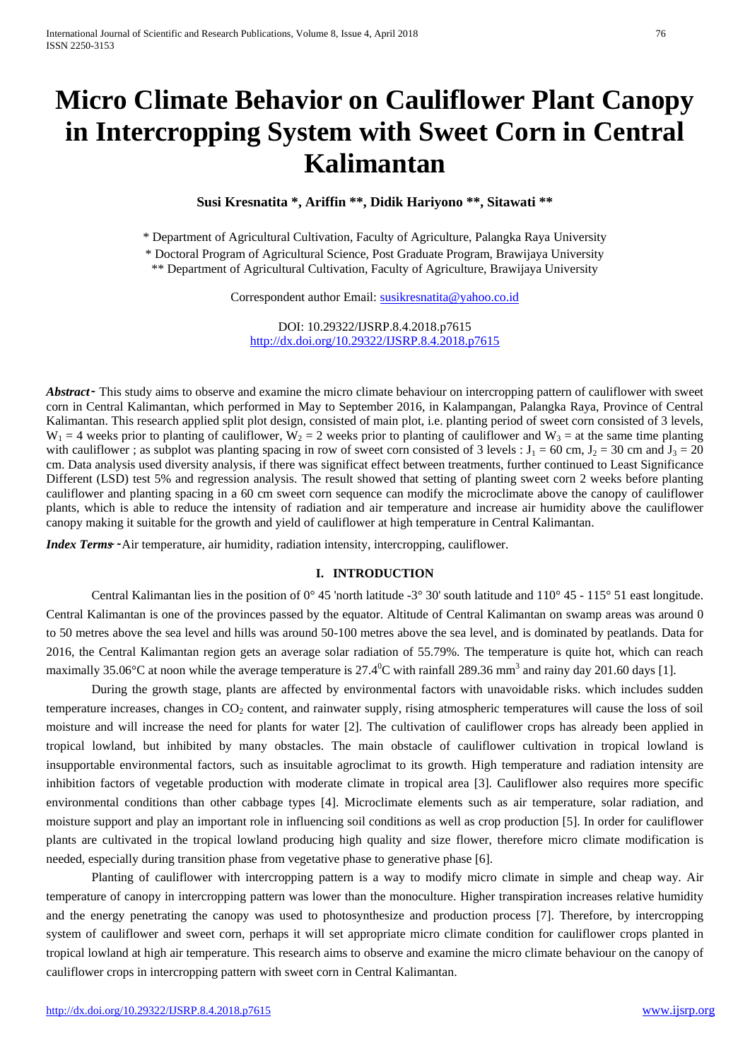# Micro Climate Behavior on Cauliflower Plant Canopy in Intercropping System with Sweet Corn in Central Kalimantan

**Susi Kresnatita *, Ariffin **, Didik Hariyono **, Sitawati ****

* Department of Agricultural Cultivation, Faculty of Agriculture, Palangka Raya University
* Doctoral Program of Agricultural Science, Post Graduate Program, Brawijaya University
** Department of Agricultural Cultivation, Faculty of Agriculture, Brawijaya University

Correspondent author Email: susikresnatita@yahoo.co.id

DOI: 10.29322/IJSRP.8.4.2018.p7615
http://dx.doi.org/10.29322/IJSRP.8.4.2018.p7615

***Abstract*** - This study aims to observe and examine the micro climate behaviour on intercropping pattern of cauliflower with sweet corn in Central Kalimantan, which performed in May to September 2016, in Kalampangan, Palangka Raya, Province of Central Kalimantan. This research applied split plot design, consisted of main plot, i.e. planting period of sweet corn consisted of 3 levels, $W_1$ = 4 weeks prior to planting of cauliflower, $W_2$ = 2 weeks prior to planting of cauliflower and $W_3$ = at the same time planting with cauliflower ; as subplot was planting spacing in row of sweet corn consisted of 3 levels : $J_1$ = 60 cm, $J_2$ = 30 cm and $J_3$ = 20 cm. Data analysis used diversity analysis, if there was significat effect between treatments, further continued to Least Significance Different (LSD) test 5% and regression analysis. The result showed that setting of planting sweet corn 2 weeks before planting cauliflower and planting spacing in a 60 cm sweet corn sequence can modify the microclimate above the canopy of cauliflower plants, which is able to reduce the intensity of radiation and air temperature and increase air humidity above the cauliflower canopy making it suitable for the growth and yield of cauliflower at high temperature in Central Kalimantan.

***Index Terms*** - Air temperature, air humidity, radiation intensity, intercropping, cauliflower.

## I. INTRODUCTION

Central Kalimantan lies in the position of 0° 45 'north latitude -3° 30' south latitude and 110° 45 - 115° 51 east longitude. Central Kalimantan is one of the provinces passed by the equator. Altitude of Central Kalimantan on swamp areas was around 0 to 50 metres above the sea level and hills was around 50-100 metres above the sea level, and is dominated by peatlands. Data for 2016, the Central Kalimantan region gets an average solar radiation of 55.79%. The temperature is quite hot, which can reach maximally 35.06°C at noon while the average temperature is $27.4^0$C with rainfall 289.36 $mm^3$ and rainy day 201.60 days [1].

During the growth stage, plants are affected by environmental factors with unavoidable risks. which includes sudden temperature increases, changes in $CO_2$ content, and rainwater supply, rising atmospheric temperatures will cause the loss of soil moisture and will increase the need for plants for water [2]. The cultivation of cauliflower crops has already been applied in tropical lowland, but inhibited by many obstacles. The main obstacle of cauliflower cultivation in tropical lowland is insupportable environmental factors, such as insuitable agroclimat to its growth. High temperature and radiation intensity are inhibition factors of vegetable production with moderate climate in tropical area [3]. Cauliflower also requires more specific environmental conditions than other cabbage types [4]. Microclimate elements such as air temperature, solar radiation, and moisture support and play an important role in influencing soil conditions as well as crop production [5]. In order for cauliflower plants are cultivated in the tropical lowland producing high quality and size flower, therefore micro climate modification is needed, especially during transition phase from vegetative phase to generative phase [6].

Planting of cauliflower with intercropping pattern is a way to modify micro climate in simple and cheap way. Air temperature of canopy in intercropping pattern was lower than the monoculture. Higher transpiration increases relative humidity and the energy penetrating the canopy was used to photosynthesize and production process [7]. Therefore, by intercropping system of cauliflower and sweet corn, perhaps it will set appropriate micro climate condition for cauliflower crops planted in tropical lowland at high air temperature. This research aims to observe and examine the micro climate behaviour on the canopy of cauliflower crops in intercropping pattern with sweet corn in Central Kalimantan.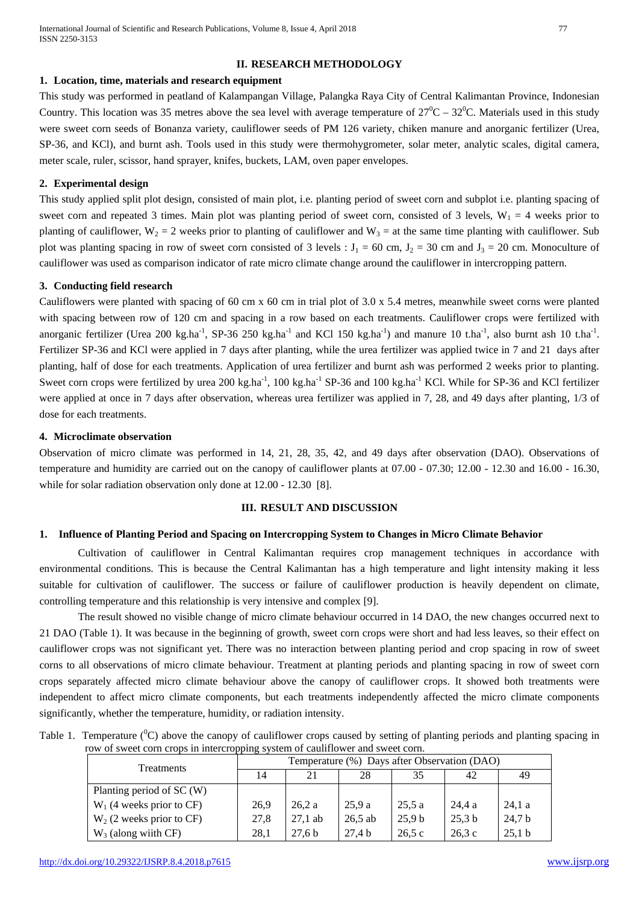## II. RESEARCH METHODOLOGY

### 1. Location, time, materials and research equipment

This study was performed in peatland of Kalampangan Village, Palangka Raya City of Central Kalimantan Province, Indonesian Country. This location was 35 metres above the sea level with average temperature of $27^0$C – $32^0$C. Materials used in this study were sweet corn seeds of Bonanza variety, cauliflower seeds of PM 126 variety, chiken manure and anorganic fertilizer (Urea, SP-36, and KCl), and burnt ash. Tools used in this study were thermohygrometer, solar meter, analytic scales, digital camera, meter scale, ruler, scissor, hand sprayer, knifes, buckets, LAM, oven paper envelopes.

### 2. Experimental design

This study applied split plot design, consisted of main plot, i.e. planting period of sweet corn and subplot i.e. planting spacing of sweet corn and repeated 3 times. Main plot was planting period of sweet corn, consisted of 3 levels, $W_1$ = 4 weeks prior to planting of cauliflower, $W_2$ = 2 weeks prior to planting of cauliflower and $W_3$ = at the same time planting with cauliflower. Sub plot was planting spacing in row of sweet corn consisted of 3 levels : $J_1$ = 60 cm, $J_2$ = 30 cm and $J_3$ = 20 cm. Monoculture of cauliflower was used as comparison indicator of rate micro climate change around the cauliflower in intercropping pattern.

### 3. Conducting field research

Cauliflowers were planted with spacing of 60 cm x 60 cm in trial plot of 3.0 x 5.4 metres, meanwhile sweet corns were planted with spacing between row of 120 cm and spacing in a row based on each treatments. Cauliflower crops were fertilized with anorganic fertilizer (Urea 200 kg.ha$^{-1}$, SP-36 250 kg.ha$^{-1}$ and KCl 150 kg.ha$^{-1}$) and manure 10 t.ha$^{-1}$, also burnt ash 10 t.ha$^{-1}$. Fertilizer SP-36 and KCl were applied in 7 days after planting, while the urea fertilizer was applied twice in 7 and 21 days after planting, half of dose for each treatments. Application of urea fertilizer and burnt ash was performed 2 weeks prior to planting. Sweet corn crops were fertilized by urea 200 kg.ha$^{-1}$, 100 kg.ha$^{-1}$ SP-36 and 100 kg.ha$^{-1}$ KCl. While for SP-36 and KCl fertilizer were applied at once in 7 days after observation, whereas urea fertilizer was applied in 7, 28, and 49 days after planting, 1/3 of dose for each treatments.

### 4. Microclimate observation

Observation of micro climate was performed in 14, 21, 28, 35, 42, and 49 days after observation (DAO). Observations of temperature and humidity are carried out on the canopy of cauliflower plants at 07.00 - 07.30; 12.00 - 12.30 and 16.00 - 16.30, while for solar radiation observation only done at 12.00 - 12.30 [8].

## III. RESULT AND DISCUSSION

### 1. Influence of Planting Period and Spacing on Intercropping System to Changes in Micro Climate Behavior

Cultivation of cauliflower in Central Kalimantan requires crop management techniques in accordance with environmental conditions. This is because the Central Kalimantan has a high temperature and light intensity making it less suitable for cultivation of cauliflower. The success or failure of cauliflower production is heavily dependent on climate, controlling temperature and this relationship is very intensive and complex [9].

The result showed no visible change of micro climate behaviour occurred in 14 DAO, the new changes occurred next to 21 DAO (Table 1). It was because in the beginning of growth, sweet corn crops were short and had less leaves, so their effect on cauliflower crops was not significant yet. There was no interaction between planting period and crop spacing in row of sweet corns to all observations of micro climate behaviour. Treatment at planting periods and planting spacing in row of sweet corn crops separately affected micro climate behaviour above the canopy of cauliflower crops. It showed both treatments were independent to affect micro climate components, but each treatments independently affected the micro climate components significantly, whether the temperature, humidity, or radiation intensity.

Table 1. Temperature ($^0$C) above the canopy of cauliflower crops caused by setting of planting periods and planting spacing in row of sweet corn crops in intercropping system of cauliflower and sweet corn.

| Treatments | Temperature (%) Days after Observation (DAO) | | | | | |
|---|---|---|---|---|---|---|
| | 14 | 21 | 28 | 35 | 42 | 49 |
| Planting period of SC (W) | | | | | | |
| $W_1$ (4 weeks prior to CF) | 26,9 | 26,2 a | 25,9 a | 25,5 a | 24,4 a | 24,1 a |
| $W_2$ (2 weeks prior to CF) | 27,8 | 27,1 ab | 26,5 ab | 25,9 b | 25,3 b | 24,7 b |
| $W_3$ (along wiith CF) | 28,1 | 27,6 b | 27,4 b | 26,5 c | 26,3 c | 25,1 b |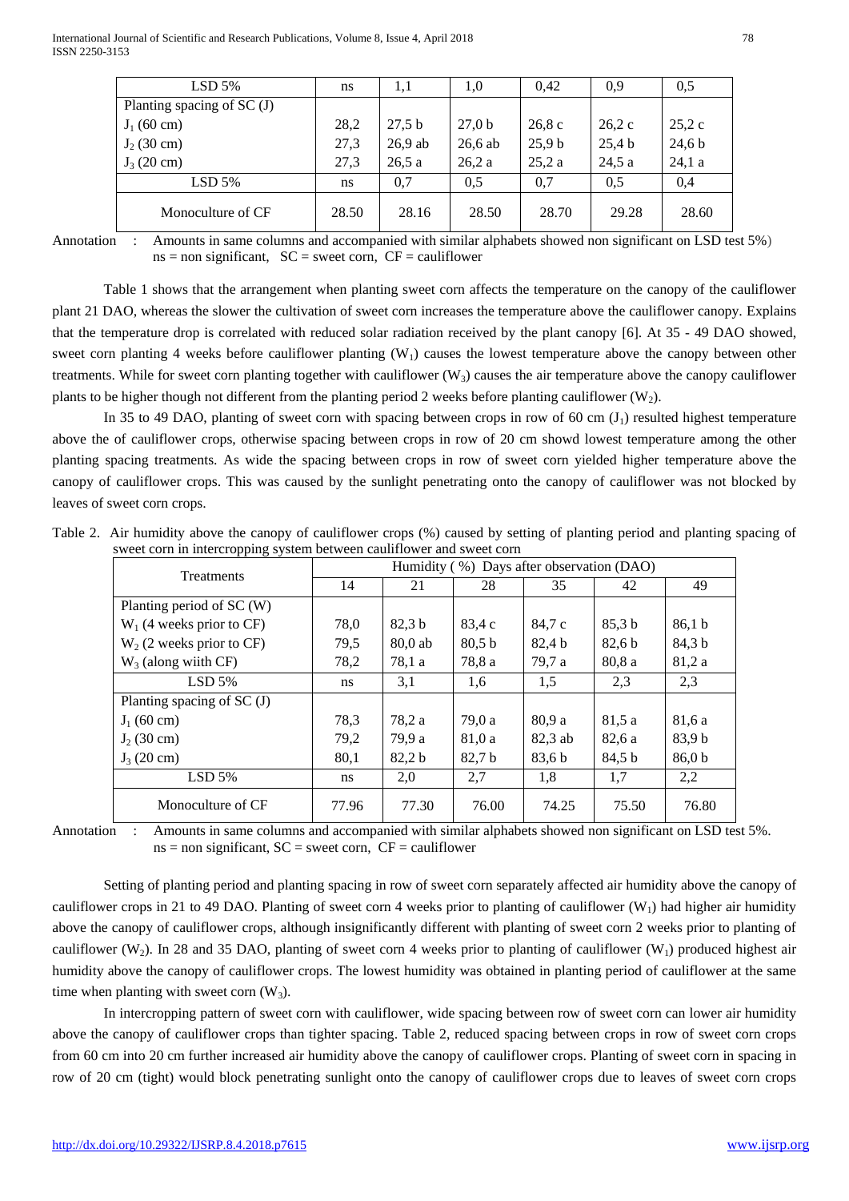| LSD 5% | ns | 1,1 | 1,0 | 0,42 | 0,9 | 0,5 |
|---|---|---|---|---|---|---|
| Planting spacing of SC (J) | | | | | | |
| $J_1$ (60 cm) | 28,2 | 27,5 b | 27,0 b | 26,8 c | 26,2 c | 25,2 c |
| $J_2$ (30 cm) | 27,3 | 26,9 ab | 26,6 ab | 25,9 b | 25,4 b | 24,6 b |
| $J_3$ (20 cm) | 27,3 | 26,5 a | 26,2 a | 25,2 a | 24,5 a | 24,1 a |
| LSD 5% | ns | 0,7 | 0,5 | 0,7 | 0,5 | 0,4 |
| Monoculture of CF | 28.50 | 28.16 | 28.50 | 28.70 | 29.28 | 28.60 |

Annotation : Amounts in same columns and accompanied with similar alphabets showed non significant on LSD test 5%)
ns = non significant, SC = sweet corn, CF = cauliflower

Table 1 shows that the arrangement when planting sweet corn affects the temperature on the canopy of the cauliflower plant 21 DAO, whereas the slower the cultivation of sweet corn increases the temperature above the cauliflower canopy. Explains that the temperature drop is correlated with reduced solar radiation received by the plant canopy [6]. At 35 - 49 DAO showed, sweet corn planting 4 weeks before cauliflower planting ($W_1$) causes the lowest temperature above the canopy between other treatments. While for sweet corn planting together with cauliflower ($W_3$) causes the air temperature above the canopy cauliflower plants to be higher though not different from the planting period 2 weeks before planting cauliflower ($W_2$).

In 35 to 49 DAO, planting of sweet corn with spacing between crops in row of 60 cm ($J_1$) resulted highest temperature above the of cauliflower crops, otherwise spacing between crops in row of 20 cm showd lowest temperature among the other planting spacing treatments. As wide the spacing between crops in row of sweet corn yielded higher temperature above the canopy of cauliflower crops. This was caused by the sunlight penetrating onto the canopy of cauliflower was not blocked by leaves of sweet corn crops.

Table 2. Air humidity above the canopy of cauliflower crops (%) caused by setting of planting period and planting spacing of sweet corn in intercropping system between cauliflower and sweet corn

| Treatments | Humidity ( %) Days after observation (DAO) | | | | | |
|---|---|---|---|---|---|---|
| | 14 | 21 | 28 | 35 | 42 | 49 |
| Planting period of SC (W) | | | | | | |
| $W_1$ (4 weeks prior to CF) | 78,0 | 82,3 b | 83,4 c | 84,7 c | 85,3 b | 86,1 b |
| $W_2$ (2 weeks prior to CF) | 79,5 | 80,0 ab | 80,5 b | 82,4 b | 82,6 b | 84,3 b |
| $W_3$ (along wiith CF) | 78,2 | 78,1 a | 78,8 a | 79,7 a | 80,8 a | 81,2 a |
| LSD 5% | ns | 3,1 | 1,6 | 1,5 | 2,3 | 2,3 |
| Planting spacing of SC (J) | | | | | | |
| $J_1$ (60 cm) | 78,3 | 78,2 a | 79,0 a | 80,9 a | 81,5 a | 81,6 a |
| $J_2$ (30 cm) | 79,2 | 79,9 a | 81,0 a | 82,3 ab | 82,6 a | 83,9 b |
| $J_3$ (20 cm) | 80,1 | 82,2 b | 82,7 b | 83,6 b | 84,5 b | 86,0 b |
| LSD 5% | ns | 2,0 | 2,7 | 1,8 | 1,7 | 2,2 |
| Monoculture of CF | 77.96 | 77.30 | 76.00 | 74.25 | 75.50 | 76.80 |

Annotation : Amounts in same columns and accompanied with similar alphabets showed non significant on LSD test 5%.
ns = non significant, SC = sweet corn, CF = cauliflower

Setting of planting period and planting spacing in row of sweet corn separately affected air humidity above the canopy of cauliflower crops in 21 to 49 DAO. Planting of sweet corn 4 weeks prior to planting of cauliflower ($W_1$) had higher air humidity above the canopy of cauliflower crops, although insignificantly different with planting of sweet corn 2 weeks prior to planting of cauliflower ($W_2$). In 28 and 35 DAO, planting of sweet corn 4 weeks prior to planting of cauliflower ($W_1$) produced highest air humidity above the canopy of cauliflower crops. The lowest humidity was obtained in planting period of cauliflower at the same time when planting with sweet corn ($W_3$).

In intercropping pattern of sweet corn with cauliflower, wide spacing between row of sweet corn can lower air humidity above the canopy of cauliflower crops than tighter spacing. Table 2, reduced spacing between crops in row of sweet corn crops from 60 cm into 20 cm further increased air humidity above the canopy of cauliflower crops. Planting of sweet corn in spacing in row of 20 cm (tight) would block penetrating sunlight onto the canopy of cauliflower crops due to leaves of sweet corn crops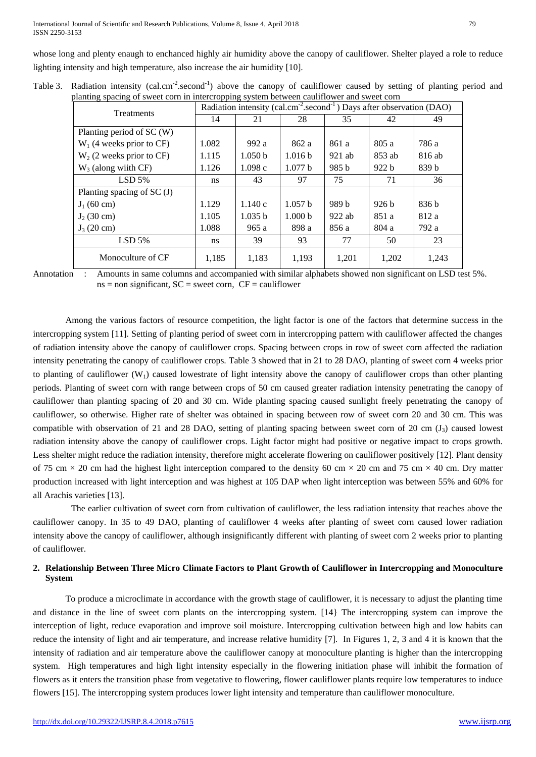whose long and plenty enaugh to enchanced highly air humidity above the canopy of cauliflower. Shelter played a role to reduce lighting intensity and high temperature, also increase the air humidity [10].

Table 3. Radiation intensity ($cal.cm^{-2}.second^{-1}$) above the canopy of cauliflower caused by setting of planting period and planting spacing of sweet corn in intercropping system between cauliflower and sweet corn

| Treatments | Radiation intensity ($cal.cm^{-2}.second^{-1}$) Days after observation (DAO) | | | | | |
|---|---|---|---|---|---|---|
| | 14 | 21 | 28 | 35 | 42 | 49 |
| Planting period of SC (W) | | | | | | |
| $W_1$ (4 weeks prior to CF) | 1.082 | 992 a | 862 a | 861 a | 805 a | 786 a |
| $W_2$ (2 weeks prior to CF) | 1.115 | 1.050 b | 1.016 b | 921 ab | 853 ab | 816 ab |
| $W_3$ (along wiith CF) | 1.126 | 1.098 c | 1.077 b | 985 b | 922 b | 839 b |
| LSD 5% | ns | 43 | 97 | 75 | 71 | 36 |
| Planting spacing of SC (J) | | | | | | |
| $J_1$ (60 cm) | 1.129 | 1.140 c | 1.057 b | 989 b | 926 b | 836 b |
| $J_2$ (30 cm) | 1.105 | 1.035 b | 1.000 b | 922 ab | 851 a | 812 a |
| $J_3$ (20 cm) | 1.088 | 965 a | 898 a | 856 a | 804 a | 792 a |
| LSD 5% | ns | 39 | 93 | 77 | 50 | 23 |
| Monoculture of CF | 1,185 | 1,183 | 1,193 | 1,201 | 1,202 | 1,243 |

Annotation : Amounts in same columns and accompanied with similar alphabets showed non significant on LSD test 5%. ns = non significant, SC = sweet corn, CF = cauliflower

Among the various factors of resource competition, the light factor is one of the factors that determine success in the intercropping system [11]. Setting of planting period of sweet corn in intercropping pattern with cauliflower affected the changes of radiation intensity above the canopy of cauliflower crops. Spacing between crops in row of sweet corn affected the radiation intensity penetrating the canopy of cauliflower crops. Table 3 showed that in 21 to 28 DAO, planting of sweet corn 4 weeks prior to planting of cauliflower ($W_1$) caused lowestrate of light intensity above the canopy of cauliflower crops than other planting periods. Planting of sweet corn with range between crops of 50 cm caused greater radiation intensity penetrating the canopy of cauliflower than planting spacing of 20 and 30 cm. Wide planting spacing caused sunlight freely penetrating the canopy of cauliflower, so otherwise. Higher rate of shelter was obtained in spacing between row of sweet corn 20 and 30 cm. This was compatible with observation of 21 and 28 DAO, setting of planting spacing between sweet corn of 20 cm ($J_3$) caused lowest radiation intensity above the canopy of cauliflower crops. Light factor might had positive or negative impact to crops growth. Less shelter might reduce the radiation intensity, therefore might accelerate flowering on cauliflower positively [12]. Plant density of 75 cm × 20 cm had the highest light interception compared to the density 60 cm × 20 cm and 75 cm × 40 cm. Dry matter production increased with light interception and was highest at 105 DAP when light interception was between 55% and 60% for all Arachis varieties [13].

The earlier cultivation of sweet corn from cultivation of cauliflower, the less radiation intensity that reaches above the cauliflower canopy. In 35 to 49 DAO, planting of cauliflower 4 weeks after planting of sweet corn caused lower radiation intensity above the canopy of cauliflower, although insignificantly different with planting of sweet corn 2 weeks prior to planting of cauliflower.

## 2. Relationship Between Three Micro Climate Factors to Plant Growth of Cauliflower in Intercropping and Monoculture System

To produce a microclimate in accordance with the growth stage of cauliflower, it is necessary to adjust the planting time and distance in the line of sweet corn plants on the intercropping system. [14} The intercropping system can improve the interception of light, reduce evaporation and improve soil moisture. Intercropping cultivation between high and low habits can reduce the intensity of light and air temperature, and increase relative humidity [7]. In Figures 1, 2, 3 and 4 it is known that the intensity of radiation and air temperature above the cauliflower canopy at monoculture planting is higher than the intercropping system. High temperatures and high light intensity especially in the flowering initiation phase will inhibit the formation of flowers as it enters the transition phase from vegetative to flowering, flower cauliflower plants require low temperatures to induce flowers [15]. The intercropping system produces lower light intensity and temperature than cauliflower monoculture.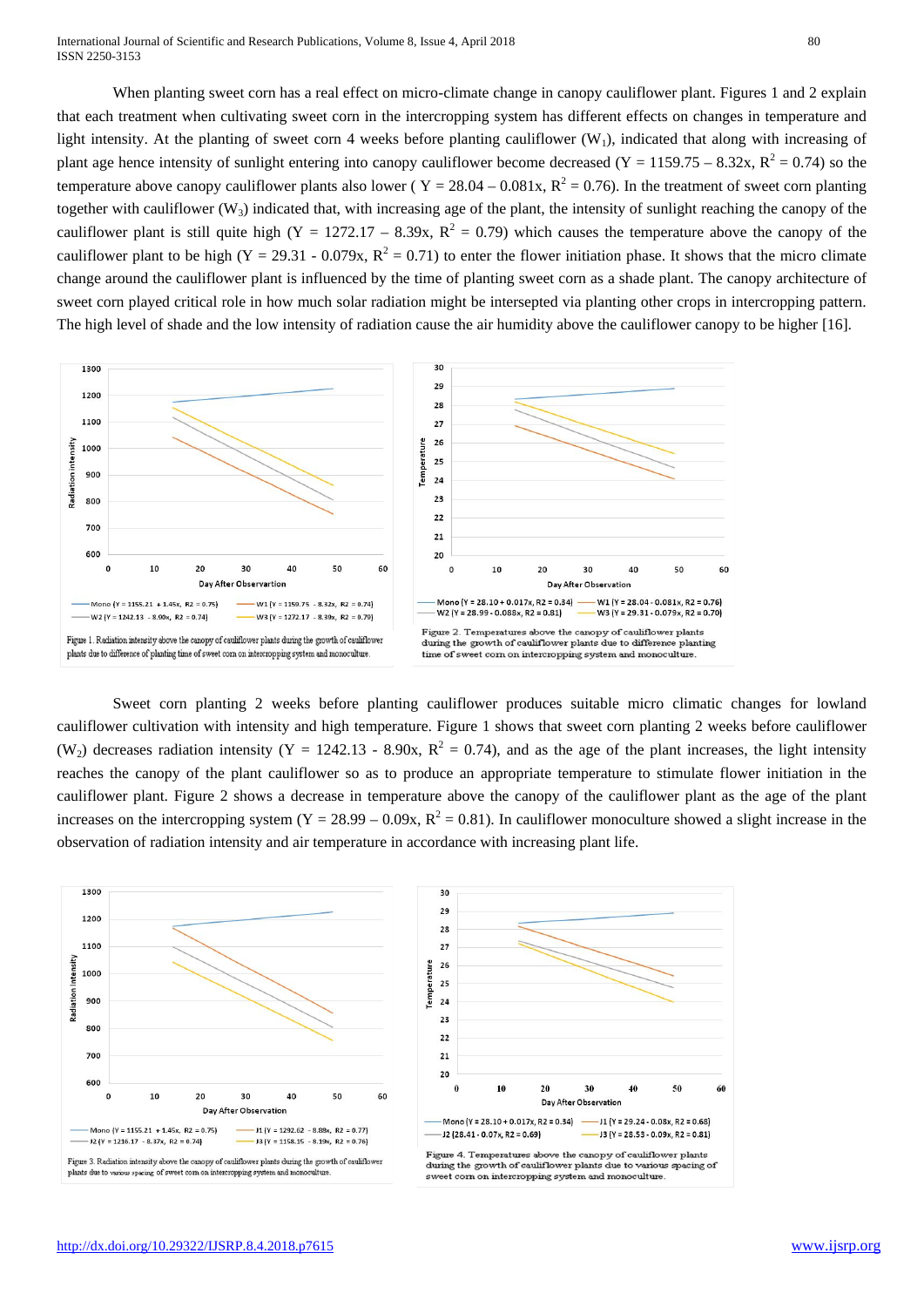When planting sweet corn has a real effect on micro-climate change in canopy cauliflower plant. Figures 1 and 2 explain that each treatment when cultivating sweet corn in the intercropping system has different effects on changes in temperature and light intensity. At the planting of sweet corn 4 weeks before planting cauliflower ($W_1$), indicated that along with increasing of plant age hence intensity of sunlight entering into canopy cauliflower become decreased ($Y = 1159.75 – 8.32x$, $R^2 = 0.74$) so the temperature above canopy cauliflower plants also lower ( $Y = 28.04 – 0.081x$, $R^2 = 0.76$). In the treatment of sweet corn planting together with cauliflower ($W_3$) indicated that, with increasing age of the plant, the intensity of sunlight reaching the canopy of the cauliflower plant is still quite high ($Y = 1272.17 – 8.39x$, $R^2 = 0.79$) which causes the temperature above the canopy of the cauliflower plant to be high ($Y = 29.31 - 0.079x$, $R^2 = 0.71$) to enter the flower initiation phase. It shows that the micro climate change around the cauliflower plant is influenced by the time of planting sweet corn as a shade plant. The canopy architecture of sweet corn played critical role in how much solar radiation might be intersepted via planting other crops in intercropping pattern. The high level of shade and the low intensity of radiation cause the air humidity above the cauliflower canopy to be higher [16].

Figure 1. Radiation intensity above the canopy of cauliflower plants during the growth of cauliflower plants due to difference of planting time of sweet corn on intercropping system and monoculture.

Figure 2. Temperatures above the canopy of cauliflower plants during the growth of cauliflower plants due to difference planting time of sweet corn on intercropping system and monoculture.

Sweet corn planting 2 weeks before planting cauliflower produces suitable micro climatic changes for lowland cauliflower cultivation with intensity and high temperature. Figure 1 shows that sweet corn planting 2 weeks before cauliflower ($W_2$) decreases radiation intensity ($Y = 1242.13 - 8.90x$, $R^2 = 0.74$), and as the age of the plant increases, the light intensity reaches the canopy of the plant cauliflower so as to produce an appropriate temperature to stimulate flower initiation in the cauliflower plant. Figure 2 shows a decrease in temperature above the canopy of the cauliflower plant as the age of the plant increases on the intercropping system ($Y = 28.99 – 0.09x$, $R^2 = 0.81$). In cauliflower monoculture showed a slight increase in the observation of radiation intensity and air temperature in accordance with increasing plant life.

Figure 3. Radiation intensity above the canopy of cauliflower plants during the growth of cauliflower plants due to various spacing of sweet corn on intercropping system and monoculture.

Figure 4. Temperatures above the canopy of cauliflower plants during the growth of cauliflower plants due to various spacing of sweet corn on intercropping system and monoculture.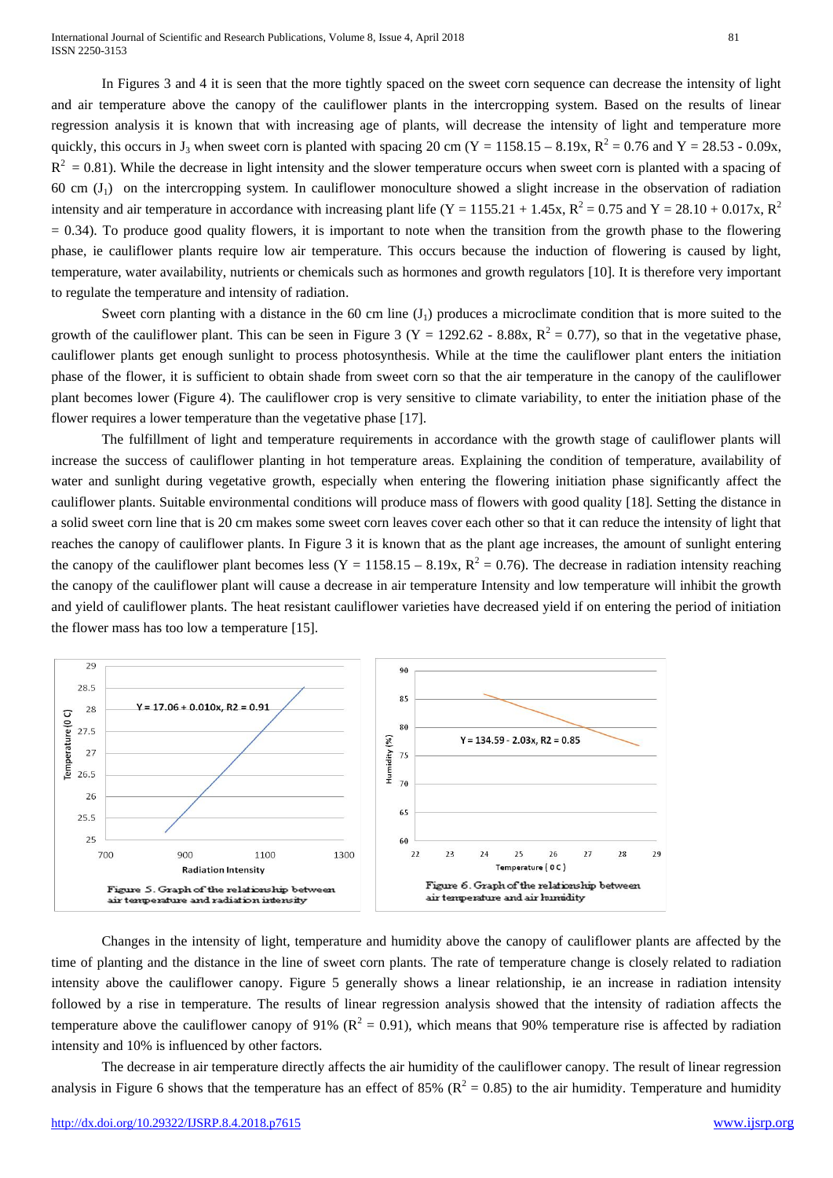In Figures 3 and 4 it is seen that the more tightly spaced on the sweet corn sequence can decrease the intensity of light and air temperature above the canopy of the cauliflower plants in the intercropping system. Based on the results of linear regression analysis it is known that with increasing age of plants, will decrease the intensity of light and temperature more quickly, this occurs in $J_3$ when sweet corn is planted with spacing 20 cm ($Y = 1158.15 – 8.19x$, $R^2 = 0.76$ and $Y = 28.53 - 0.09x$, $R^2 = 0.81$). While the decrease in light intensity and the slower temperature occurs when sweet corn is planted with a spacing of 60 cm ($J_1$) on the intercropping system. In cauliflower monoculture showed a slight increase in the observation of radiation intensity and air temperature in accordance with increasing plant life ($Y = 1155.21 + 1.45x$, $R^2 = 0.75$ and $Y = 28.10 + 0.017x$, $R^2 = 0.34$). To produce good quality flowers, it is important to note when the transition from the growth phase to the flowering phase, ie cauliflower plants require low air temperature. This occurs because the induction of flowering is caused by light, temperature, water availability, nutrients or chemicals such as hormones and growth regulators [10]. It is therefore very important to regulate the temperature and intensity of radiation.

Sweet corn planting with a distance in the 60 cm line ($J_1$) produces a microclimate condition that is more suited to the growth of the cauliflower plant. This can be seen in Figure 3 ($Y = 1292.62 - 8.88x$, $R^2 = 0.77$), so that in the vegetative phase, cauliflower plants get enough sunlight to process photosynthesis. While at the time the cauliflower plant enters the initiation phase of the flower, it is sufficient to obtain shade from sweet corn so that the air temperature in the canopy of the cauliflower plant becomes lower (Figure 4). The cauliflower crop is very sensitive to climate variability, to enter the initiation phase of the flower requires a lower temperature than the vegetative phase [17].

The fulfillment of light and temperature requirements in accordance with the growth stage of cauliflower plants will increase the success of cauliflower planting in hot temperature areas. Explaining the condition of temperature, availability of water and sunlight during vegetative growth, especially when entering the flowering initiation phase significantly affect the cauliflower plants. Suitable environmental conditions will produce mass of flowers with good quality [18]. Setting the distance in a solid sweet corn line that is 20 cm makes some sweet corn leaves cover each other so that it can reduce the intensity of light that reaches the canopy of cauliflower plants. In Figure 3 it is known that as the plant age increases, the amount of sunlight entering the canopy of the cauliflower plant becomes less ($Y = 1158.15 – 8.19x$, $R^2 = 0.76$). The decrease in radiation intensity reaching the canopy of the cauliflower plant will cause a decrease in air temperature Intensity and low temperature will inhibit the growth and yield of cauliflower plants. The heat resistant cauliflower varieties have decreased yield if on entering the period of initiation the flower mass has too low a temperature [15].

Figure 5. Graph of the relationship between air temperature and radiation intensity

Figure 6. Graph of the relationship between air temperature and air humidity

Changes in the intensity of light, temperature and humidity above the canopy of cauliflower plants are affected by the time of planting and the distance in the line of sweet corn plants. The rate of temperature change is closely related to radiation intensity above the cauliflower canopy. Figure 5 generally shows a linear relationship, ie an increase in radiation intensity followed by a rise in temperature. The results of linear regression analysis showed that the intensity of radiation affects the temperature above the cauliflower canopy of 91% ($R^2 = 0.91$), which means that 90% temperature rise is affected by radiation intensity and 10% is influenced by other factors.

The decrease in air temperature directly affects the air humidity of the cauliflower canopy. The result of linear regression analysis in Figure 6 shows that the temperature has an effect of 85% ($R^2 = 0.85$) to the air humidity. Temperature and humidity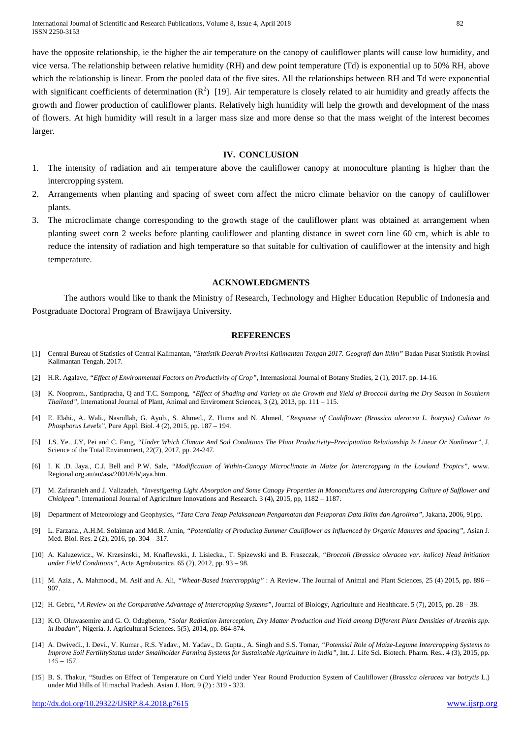have the opposite relationship, ie the higher the air temperature on the canopy of cauliflower plants will cause low humidity, and vice versa. The relationship between relative humidity (RH) and dew point temperature (Td) is exponential up to 50% RH, above which the relationship is linear. From the pooled data of the five sites. All the relationships between RH and Td were exponential with significant coefficients of determination ($R^2$) [19]. Air temperature is closely related to air humidity and greatly affects the growth and flower production of cauliflower plants. Relatively high humidity will help the growth and development of the mass of flowers. At high humidity will result in a larger mass size and more dense so that the mass weight of the interest becomes larger.

## IV. CONCLUSION

1. The intensity of radiation and air temperature above the cauliflower canopy at monoculture planting is higher than the intercropping system.
2. Arrangements when planting and spacing of sweet corn affect the micro climate behavior on the canopy of cauliflower plants.
3. The microclimate change corresponding to the growth stage of the cauliflower plant was obtained at arrangement when planting sweet corn 2 weeks before planting cauliflower and planting distance in sweet corn line 60 cm, which is able to reduce the intensity of radiation and high temperature so that suitable for cultivation of cauliflower at the intensity and high temperature.

## ACKNOWLEDGMENTS

The authors would like to thank the Ministry of Research, Technology and Higher Education Republic of Indonesia and Postgraduate Doctoral Program of Brawijaya University.

## REFERENCES

[1] Central Bureau of Statistics of Central Kalimantan, *"Statistik Daerah Provinsi Kalimantan Tengah 2017. Geografi dan Iklim"* Badan Pusat Statistik Provinsi Kalimantan Tengah, 2017.

[2] H.R. Agalave, *"Effect of Environmental Factors on Productivity of Crop"*, Internasional Journal of Botany Studies, 2 (1), 2017. pp. 14-16.

[3] K. Nooprom., Santipracha, Q and T.C. Sompong, *"Effect of Shading and Variety on the Growth and Yield of Broccoli during the Dry Season in Southern Thailand"*, International Journal of Plant, Animal and Enviroment Sciences, 3 (2), 2013, pp. 111 – 115.

[4] E. Elahi., A. Wali., Nasrullah, G. Ayub., S. Ahmed., Z. Huma and N. Ahmed, *"Response of Cauliflower (Brassica oleracea L. botrytis) Cultivar to Phosphorus Levels"*, Pure Appl. Biol. 4 (2), 2015, pp. 187 – 194.

[5] J.S. Ye., J.Y, Pei and C. Fang, *"Under Which Climate And Soil Conditions The Plant Productivity–Precipitation Relationship Is Linear Or Nonlinear"*, J. Science of the Total Environment, 22(7), 2017, pp. 24-247.

[6] I. K .D. Jaya., C.J. Bell and P.W. Sale, *"Modification of Within-Canopy Microclimate in Maize for Intercropping in the Lowland Tropics"*, www. Regional.org.au/au/asa/2001/6/b/jaya.htm.

[7] M. Zafaranieh and J. Valizadeh, *"Investigating Light Absorption and Some Canopy Properties in Monocultures and Intercropping Culture of Safflower and Chickpea"*. International Journal of Agriculture Innovations and Research. 3 (4), 2015, pp, 1182 – 1187.

[8] Department of Meteorology and Geophysics, *"Tata Cara Tetap Pelaksanaan Pengamatan dan Pelaporan Data Iklim dan Agrolima"*, Jakarta, 2006, 91pp.

[9] L. Farzana., A.H.M. Solaiman and Md.R. Amin, *"Potentiality of Producing Summer Cauliflower as Influenced by Organic Manures and Spacing"*, Asian J. Med. Biol. Res. 2 (2), 2016, pp. 304 – 317.

[10] A. Kaluzewicz., W. Krzesinski., M. Knaflewski., J. Lisiecka., T. Spizewski and B. Fraszczak, *"Broccoli (Brassica oleracea var. italica) Head Initiation under Field Conditions"*, Acta Agrobotanica. 65 (2), 2012, pp. 93 – 98.

[11] M. Aziz., A. Mahmood., M. Asif and A. Ali, *"Wheat-Based Intercropping"* : A Review. The Journal of Animal and Plant Sciences, 25 (4) 2015, pp. 896 – 907.

[12] H. Gebru, *"A Review on the Comparative Advantage of Intercropping Systems"*, Journal of Biology, Agriculture and Healthcare. 5 (7), 2015, pp. 28 – 38.

[13] K.O. Oluwasemire and G. O. Odugbenro, *"Solar Radiation Interception, Dry Matter Production and Yield among Different Plant Densities of Arachis spp. in Ibadan"*, Nigeria. J. Agricultural Sciences. 5(5), 2014, pp. 864-874.

[14] A. Dwivedi., I. Devi., V. Kumar., R.S. Yadav., M. Yadav., D. Gupta., A. Singh and S.S. Tomar, *"Potensial Role of Maize-Legume Intercropping Systems to Improve Soil FertilityStatus under Smallholder Farming Systems for Sustainable Agriculture in India"*, Int. J. Life Sci. Biotech. Pharm. Res.. 4 (3), 2015, pp. 145 – 157.

[15] B. S. Thakur, "Studies on Effect of Temperature on Curd Yield under Year Round Production System of Cauliflower (*Brassica oleracea* var *botrytis* L.) under Mid Hills of Himachal Pradesh. Asian J. Hort. 9 (2) : 319 - 323.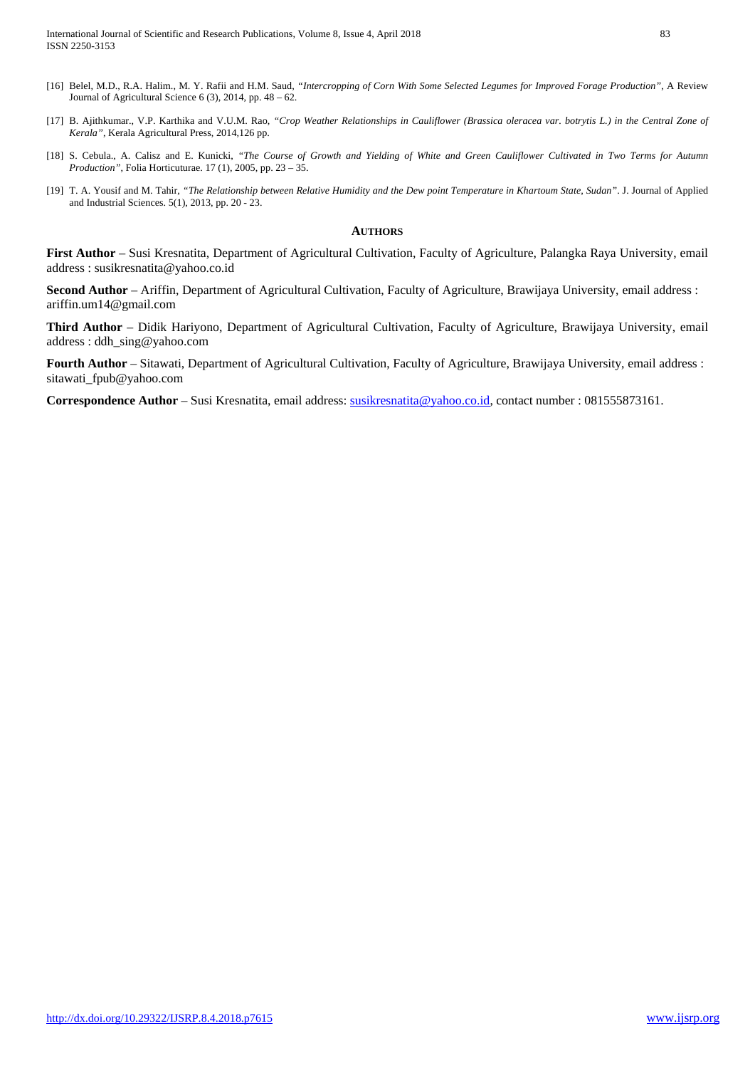[16] Belel, M.D., R.A. Halim., M. Y. Rafii and H.M. Saud, *"Intercropping of Corn With Some Selected Legumes for Improved Forage Production"*, A Review Journal of Agricultural Science 6 (3), 2014, pp. 48 – 62.

[17] B. Ajithkumar., V.P. Karthika and V.U.M. Rao, *"Crop Weather Relationships in Cauliflower (Brassica oleracea var. botrytis L.) in the Central Zone of Kerala"*, Kerala Agricultural Press, 2014,126 pp.

[18] S. Cebula., A. Calisz and E. Kunicki, *"The Course of Growth and Yielding of White and Green Cauliflower Cultivated in Two Terms for Autumn Production"*, Folia Horticuturae. 17 (1), 2005, pp. 23 – 35.

[19] T. A. Yousif and M. Tahir, *"The Relationship between Relative Humidity and the Dew point Temperature in Khartoum State, Sudan"*. J. Journal of Applied and Industrial Sciences. 5(1), 2013, pp. 20 - 23.

## AUTHORS

**First Author** – Susi Kresnatita, Department of Agricultural Cultivation, Faculty of Agriculture, Palangka Raya University, email address : susikresnatita@yahoo.co.id

**Second Author** – Ariffin, Department of Agricultural Cultivation, Faculty of Agriculture, Brawijaya University, email address : ariffin.um14@gmail.com

**Third Author** – Didik Hariyono, Department of Agricultural Cultivation, Faculty of Agriculture, Brawijaya University, email address : ddh_sing@yahoo.com

**Fourth Author** – Sitawati, Department of Agricultural Cultivation, Faculty of Agriculture, Brawijaya University, email address : sitawati_fpub@yahoo.com

**Correspondence Author** – Susi Kresnatita, email address: susikresnatita@yahoo.co.id, contact number : 081555873161.